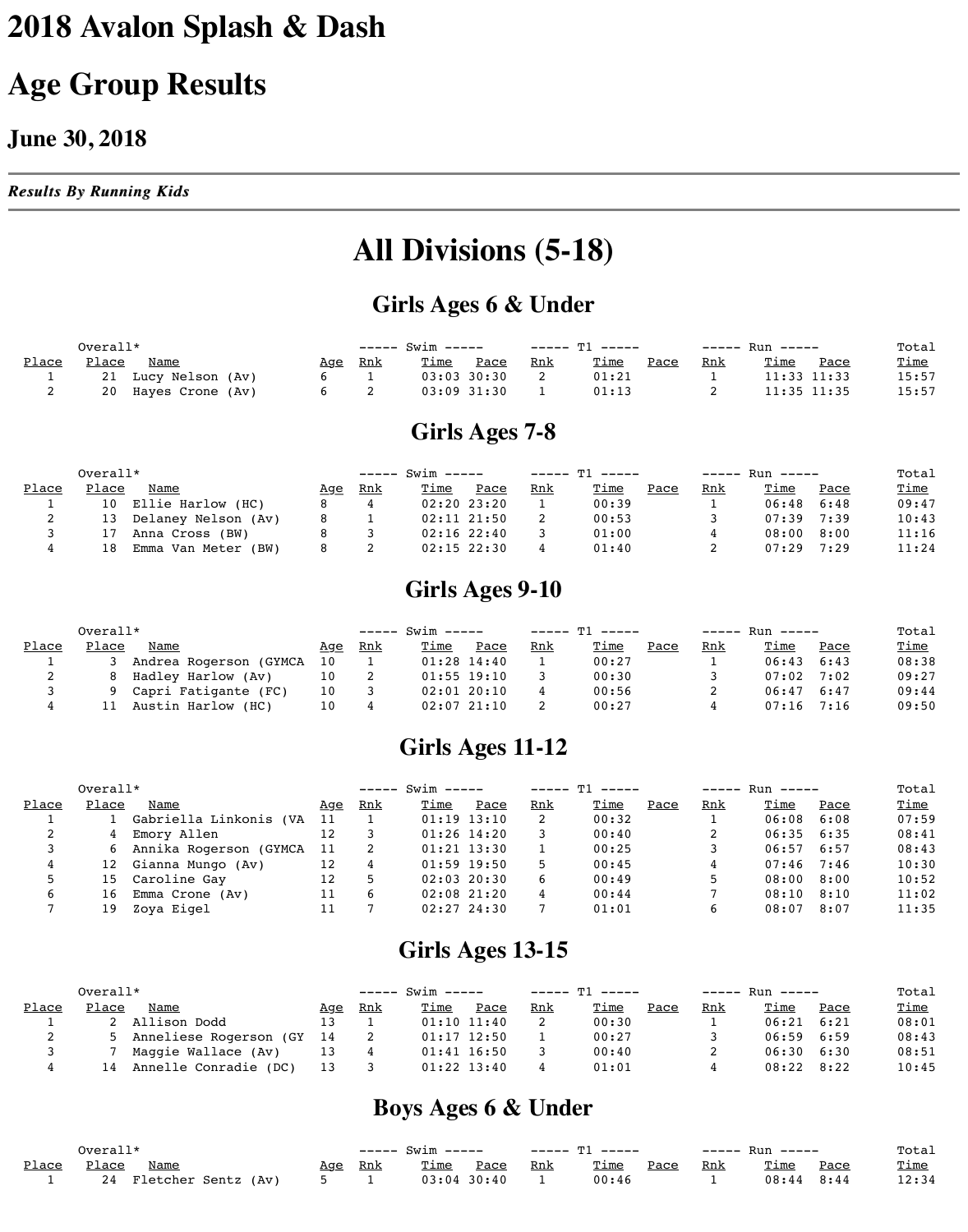# 2018 Avalon Splash & Dash

# Age Group Results

### June 30, 2018

***Results By Running Kids***

## All Divisions (5-18)

### Girls Ages 6 & Under

| Place | Overall* Place | Name | Age | Swim Rnk | Swim Time | Swim Pace | T1 Rnk | T1 Time | T1 Pace | Run Rnk | Run Time | Run Pace | Total Time |
|---|---|---|---|---|---|---|---|---|---|---|---|---|---|
| 1 | 21 | Lucy Nelson (Av) | 6 | 1 | 03:03 | 30:30 | 2 | 01:21 | | 1 | 11:33 | 11:33 | 15:57 |
| 2 | 20 | Hayes Crone (Av) | 6 | 2 | 03:09 | 31:30 | 1 | 01:13 | | 2 | 11:35 | 11:35 | 15:57 |

### Girls Ages 7-8

| Place | Overall* Place | Name | Age | Swim Rnk | Swim Time | Swim Pace | T1 Rnk | T1 Time | T1 Pace | Run Rnk | Run Time | Run Pace | Total Time |
|---|---|---|---|---|---|---|---|---|---|---|---|---|---|
| 1 | 10 | Ellie Harlow (HC) | 8 | 4 | 02:20 | 23:20 | 1 | 00:39 | | 1 | 06:48 | 6:48 | 09:47 |
| 2 | 13 | Delaney Nelson (Av) | 8 | 1 | 02:11 | 21:50 | 2 | 00:53 | | 3 | 07:39 | 7:39 | 10:43 |
| 3 | 17 | Anna Cross (BW) | 8 | 3 | 02:16 | 22:40 | 3 | 01:00 | | 4 | 08:00 | 8:00 | 11:16 |
| 4 | 18 | Emma Van Meter (BW) | 8 | 2 | 02:15 | 22:30 | 4 | 01:40 | | 2 | 07:29 | 7:29 | 11:24 |

### Girls Ages 9-10

| Place | Overall* Place | Name | Age | Swim Rnk | Swim Time | Swim Pace | T1 Rnk | T1 Time | T1 Pace | Run Rnk | Run Time | Run Pace | Total Time |
|---|---|---|---|---|---|---|---|---|---|---|---|---|---|
| 1 | 3 | Andrea Rogerson (GYMCA | 10 | 1 | 01:28 | 14:40 | 1 | 00:27 | | 1 | 06:43 | 6:43 | 08:38 |
| 2 | 8 | Hadley Harlow (Av) | 10 | 2 | 01:55 | 19:10 | 3 | 00:30 | | 3 | 07:02 | 7:02 | 09:27 |
| 3 | 9 | Capri Fatigante (FC) | 10 | 3 | 02:01 | 20:10 | 4 | 00:56 | | 2 | 06:47 | 6:47 | 09:44 |
| 4 | 11 | Austin Harlow (HC) | 10 | 4 | 02:07 | 21:10 | 2 | 00:27 | | 4 | 07:16 | 7:16 | 09:50 |

### Girls Ages 11-12

| Place | Overall* Place | Name | Age | Swim Rnk | Swim Time | Swim Pace | T1 Rnk | T1 Time | T1 Pace | Run Rnk | Run Time | Run Pace | Total Time |
|---|---|---|---|---|---|---|---|---|---|---|---|---|---|
| 1 | 1 | Gabriella Linkonis (VA | 11 | 1 | 01:19 | 13:10 | 2 | 00:32 | | 1 | 06:08 | 6:08 | 07:59 |
| 2 | 4 | Emory Allen | 12 | 3 | 01:26 | 14:20 | 3 | 00:40 | | 2 | 06:35 | 6:35 | 08:41 |
| 3 | 6 | Annika Rogerson (GYMCA | 11 | 2 | 01:21 | 13:30 | 1 | 00:25 | | 3 | 06:57 | 6:57 | 08:43 |
| 4 | 12 | Gianna Mungo (Av) | 12 | 4 | 01:59 | 19:50 | 5 | 00:45 | | 4 | 07:46 | 7:46 | 10:30 |
| 5 | 15 | Caroline Gay | 12 | 5 | 02:03 | 20:30 | 6 | 00:49 | | 5 | 08:00 | 8:00 | 10:52 |
| 6 | 16 | Emma Crone (Av) | 11 | 6 | 02:08 | 21:20 | 4 | 00:44 | | 7 | 08:10 | 8:10 | 11:02 |
| 7 | 19 | Zoya Eigel | 11 | 7 | 02:27 | 24:30 | 7 | 01:01 | | 6 | 08:07 | 8:07 | 11:35 |

### Girls Ages 13-15

| Place | Overall* Place | Name | Age | Swim Rnk | Swim Time | Swim Pace | T1 Rnk | T1 Time | T1 Pace | Run Rnk | Run Time | Run Pace | Total Time |
|---|---|---|---|---|---|---|---|---|---|---|---|---|---|
| 1 | 2 | Allison Dodd | 13 | 1 | 01:10 | 11:40 | 2 | 00:30 | | 1 | 06:21 | 6:21 | 08:01 |
| 2 | 5 | Anneliese Rogerson (GY | 14 | 2 | 01:17 | 12:50 | 1 | 00:27 | | 3 | 06:59 | 6:59 | 08:43 |
| 3 | 7 | Maggie Wallace (Av) | 13 | 4 | 01:41 | 16:50 | 3 | 00:40 | | 2 | 06:30 | 6:30 | 08:51 |
| 4 | 14 | Annelle Conradie (DC) | 13 | 3 | 01:22 | 13:40 | 4 | 01:01 | | 4 | 08:22 | 8:22 | 10:45 |

### Boys Ages 6 & Under

| Place | Overall* Place | Name | Age | Swim Rnk | Swim Time | Swim Pace | T1 Rnk | T1 Time | T1 Pace | Run Rnk | Run Time | Run Pace | Total Time |
|---|---|---|---|---|---|---|---|---|---|---|---|---|---|
| 1 | 24 | Fletcher Sentz (Av) | 5 | 1 | 03:04 | 30:40 | 1 | 00:46 | | 1 | 08:44 | 8:44 | 12:34 |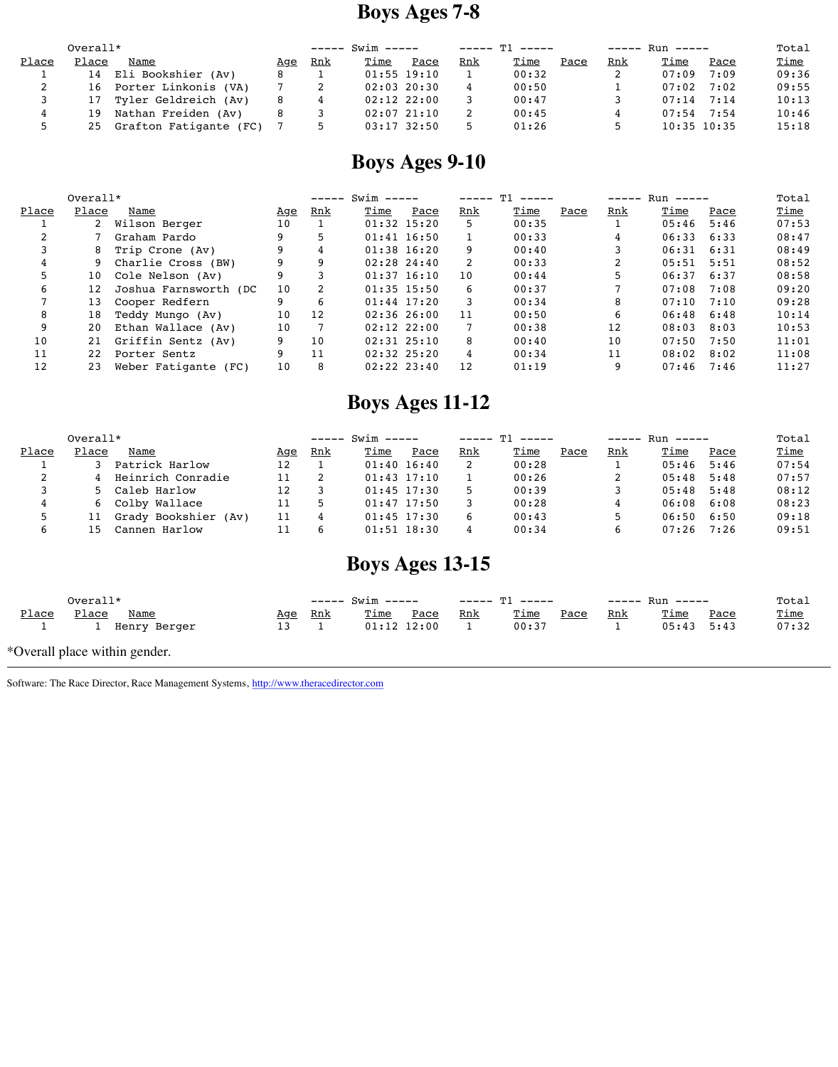# Boys Ages 7-8

| Place | Overall* Place | Name | Age | Swim Rnk | Swim Time | Swim Pace | T1 Rnk | T1 Time | T1 Pace | Run Rnk | Run Time | Run Pace | Total Time |
|---|---|---|---|---|---|---|---|---|---|---|---|---|---|
| 1 | 14 | Eli Bookshier (Av) | 8 | 1 | 01:55 | 19:10 | 1 | 00:32 | | 2 | 07:09 | 7:09 | 09:36 |
| 2 | 16 | Porter Linkonis (VA) | 7 | 2 | 02:03 | 20:30 | 4 | 00:50 | | 1 | 07:02 | 7:02 | 09:55 |
| 3 | 17 | Tyler Geldreich (Av) | 8 | 4 | 02:12 | 22:00 | 3 | 00:47 | | 3 | 07:14 | 7:14 | 10:13 |
| 4 | 19 | Nathan Freiden (Av) | 8 | 3 | 02:07 | 21:10 | 2 | 00:45 | | 4 | 07:54 | 7:54 | 10:46 |
| 5 | 25 | Grafton Fatigante (FC) | 7 | 5 | 03:17 | 32:50 | 5 | 01:26 | | 5 | 10:35 | 10:35 | 15:18 |

# Boys Ages 9-10

| Place | Overall* Place | Name | Age | Swim Rnk | Swim Time | Swim Pace | T1 Rnk | T1 Time | T1 Pace | Run Rnk | Run Time | Run Pace | Total Time |
|---|---|---|---|---|---|---|---|---|---|---|---|---|---|
| 1 | 2 | Wilson Berger | 10 | 1 | 01:32 | 15:20 | 5 | 00:35 | | 1 | 05:46 | 5:46 | 07:53 |
| 2 | 7 | Graham Pardo | 9 | 5 | 01:41 | 16:50 | 1 | 00:33 | | 4 | 06:33 | 6:33 | 08:47 |
| 3 | 8 | Trip Crone (Av) | 9 | 4 | 01:38 | 16:20 | 9 | 00:40 | | 3 | 06:31 | 6:31 | 08:49 |
| 4 | 9 | Charlie Cross (BW) | 9 | 9 | 02:28 | 24:40 | 2 | 00:33 | | 2 | 05:51 | 5:51 | 08:52 |
| 5 | 10 | Cole Nelson (Av) | 9 | 3 | 01:37 | 16:10 | 10 | 00:44 | | 5 | 06:37 | 6:37 | 08:58 |
| 6 | 12 | Joshua Farnsworth (DC | 10 | 2 | 01:35 | 15:50 | 6 | 00:37 | | 7 | 07:08 | 7:08 | 09:20 |
| 7 | 13 | Cooper Redfern | 9 | 6 | 01:44 | 17:20 | 3 | 00:34 | | 8 | 07:10 | 7:10 | 09:28 |
| 8 | 18 | Teddy Mungo (Av) | 10 | 12 | 02:36 | 26:00 | 11 | 00:50 | | 6 | 06:48 | 6:48 | 10:14 |
| 9 | 20 | Ethan Wallace (Av) | 10 | 7 | 02:12 | 22:00 | 7 | 00:38 | | 12 | 08:03 | 8:03 | 10:53 |
| 10 | 21 | Griffin Sentz (Av) | 9 | 10 | 02:31 | 25:10 | 8 | 00:40 | | 10 | 07:50 | 7:50 | 11:01 |
| 11 | 22 | Porter Sentz | 9 | 11 | 02:32 | 25:20 | 4 | 00:34 | | 11 | 08:02 | 8:02 | 11:08 |
| 12 | 23 | Weber Fatigante (FC) | 10 | 8 | 02:22 | 23:40 | 12 | 01:19 | | 9 | 07:46 | 7:46 | 11:27 |

# Boys Ages 11-12

| Place | Overall* Place | Name | Age | Swim Rnk | Swim Time | Swim Pace | T1 Rnk | T1 Time | T1 Pace | Run Rnk | Run Time | Run Pace | Total Time |
|---|---|---|---|---|---|---|---|---|---|---|---|---|---|
| 1 | 3 | Patrick Harlow | 12 | 1 | 01:40 | 16:40 | 2 | 00:28 | | 1 | 05:46 | 5:46 | 07:54 |
| 2 | 4 | Heinrich Conradie | 11 | 2 | 01:43 | 17:10 | 1 | 00:26 | | 2 | 05:48 | 5:48 | 07:57 |
| 3 | 5 | Caleb Harlow | 12 | 3 | 01:45 | 17:30 | 5 | 00:39 | | 3 | 05:48 | 5:48 | 08:12 |
| 4 | 6 | Colby Wallace | 11 | 5 | 01:47 | 17:50 | 3 | 00:28 | | 4 | 06:08 | 6:08 | 08:23 |
| 5 | 11 | Grady Bookshier (Av) | 11 | 4 | 01:45 | 17:30 | 6 | 00:43 | | 5 | 06:50 | 6:50 | 09:18 |
| 6 | 15 | Cannen Harlow | 11 | 6 | 01:51 | 18:30 | 4 | 00:34 | | 6 | 07:26 | 7:26 | 09:51 |

# Boys Ages 13-15

| Place | Overall* Place | Name | Age | Swim Rnk | Swim Time | Swim Pace | T1 Rnk | T1 Time | T1 Pace | Run Rnk | Run Time | Run Pace | Total Time |
|---|---|---|---|---|---|---|---|---|---|---|---|---|---|
| 1 | 1 | Henry Berger | 13 | 1 | 01:12 | 12:00 | 1 | 00:37 | | 1 | 05:43 | 5:43 | 07:32 |

*Overall place within gender.

---

Software: The Race Director, Race Management Systems, http://www.theracedirector.com